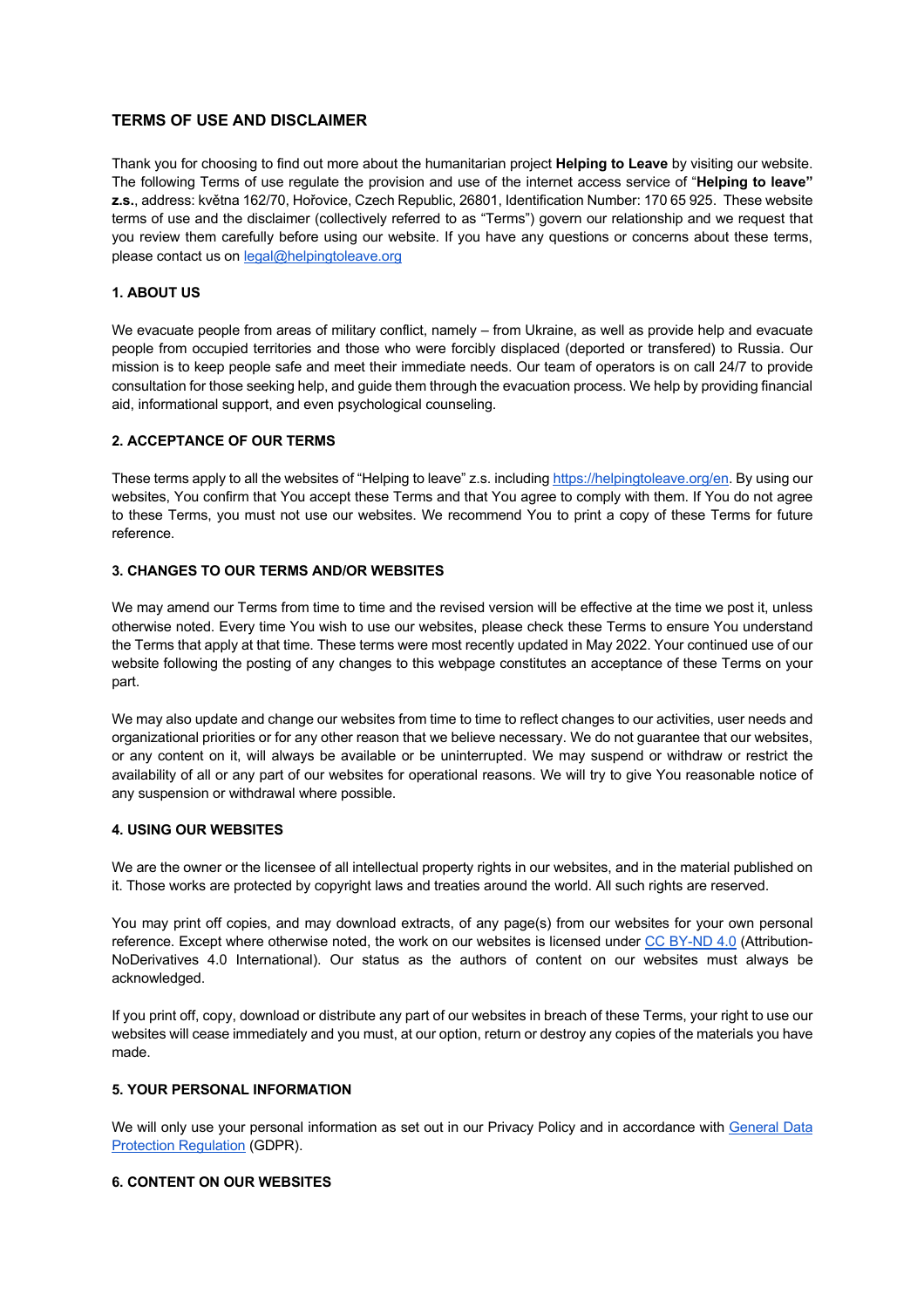## TERMS OF USE AND DISCLAIMER

Thank you for choosing to find out more about the humanitarian project **Helping to Leave** by visiting our website. The following Terms of use regulate the provision and use of the internet access service of "**Helping to leave" z.s.**, address: května 162/70, Hořovice, Czech Republic, 26801, Identification Number: 170 65 925. These website terms of use and the disclaimer (collectively referred to as "Terms") govern our relationship and we request that you review them carefully before using our website. If you have any questions or concerns about these terms, please contact us on [legal@helpingtoleave.org](mailto:legal@helpingtoleave.org)

### 1. ABOUT US

We evacuate people from areas of military conflict, namely – from Ukraine, as well as provide help and evacuate people from occupied territories and those who were forcibly displaced (deported or transfered) to Russia. Our mission is to keep people safe and meet their immediate needs. Our team of operators is on call 24/7 to provide consultation for those seeking help, and guide them through the evacuation process. We help by providing financial aid, informational support, and even psychological counseling.

### 2. ACCEPTANCE OF OUR TERMS

These terms apply to all the websites of "Helping to leave" z.s. including [https://helpingtoleave.org/en](https://helpingtoleave.org/en). By using our websites, You confirm that You accept these Terms and that You agree to comply with them. If You do not agree to these Terms, you must not use our websites. We recommend You to print a copy of these Terms for future reference.

### 3. CHANGES TO OUR TERMS AND/OR WEBSITES

We may amend our Terms from time to time and the revised version will be effective at the time we post it, unless otherwise noted. Every time You wish to use our websites, please check these Terms to ensure You understand the Terms that apply at that time. These terms were most recently updated in May 2022. Your continued use of our website following the posting of any changes to this webpage constitutes an acceptance of these Terms on your part.

We may also update and change our websites from time to time to reflect changes to our activities, user needs and organizational priorities or for any other reason that we believe necessary. We do not guarantee that our websites, or any content on it, will always be available or be uninterrupted. We may suspend or withdraw or restrict the availability of all or any part of our websites for operational reasons. We will try to give You reasonable notice of any suspension or withdrawal where possible.

### 4. USING OUR WEBSITES

We are the owner or the licensee of all intellectual property rights in our websites, and in the material published on it. Those works are protected by copyright laws and treaties around the world. All such rights are reserved.

You may print off copies, and may download extracts, of any page(s) from our websites for your own personal reference. Except where otherwise noted, the work on our websites is licensed under CC BY-ND 4.0 (Attribution-NoDerivatives 4.0 International). Our status as the authors of content on our websites must always be acknowledged.

If you print off, copy, download or distribute any part of our websites in breach of these Terms, your right to use our websites will cease immediately and you must, at our option, return or destroy any copies of the materials you have made.

### 5. YOUR PERSONAL INFORMATION

We will only use your personal information as set out in our Privacy Policy and in accordance with General Data Protection Regulation (GDPR).

### 6. CONTENT ON OUR WEBSITES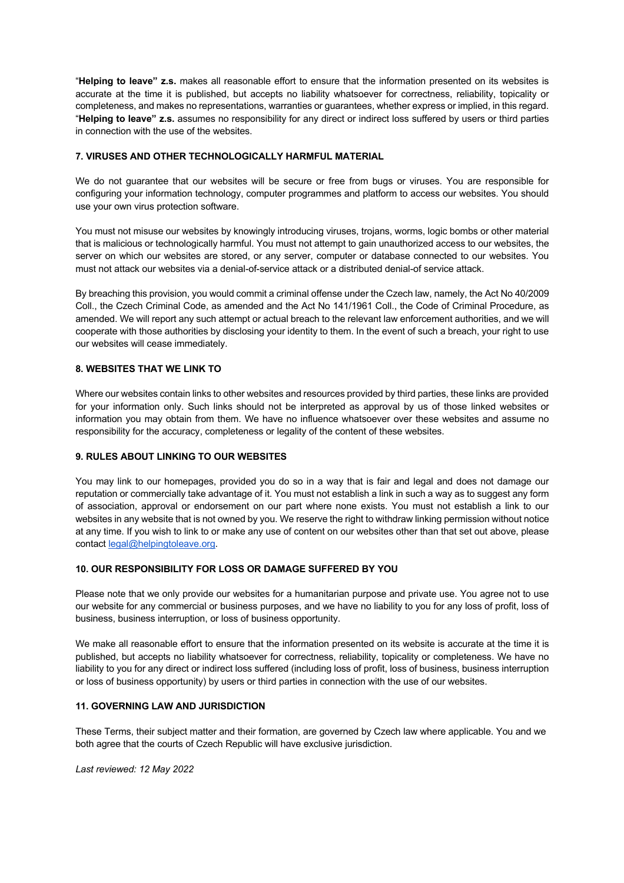"**Helping to leave" z.s.** makes all reasonable effort to ensure that the information presented on its websites is accurate at the time it is published, but accepts no liability whatsoever for correctness, reliability, topicality or completeness, and makes no representations, warranties or guarantees, whether express or implied, in this regard. "**Helping to leave" z.s.** assumes no responsibility for any direct or indirect loss suffered by users or third parties in connection with the use of the websites.

### 7. VIRUSES AND OTHER TECHNOLOGICALLY HARMFUL MATERIAL

We do not guarantee that our websites will be secure or free from bugs or viruses. You are responsible for configuring your information technology, computer programmes and platform to access our websites. You should use your own virus protection software.

You must not misuse our websites by knowingly introducing viruses, trojans, worms, logic bombs or other material that is malicious or technologically harmful. You must not attempt to gain unauthorized access to our websites, the server on which our websites are stored, or any server, computer or database connected to our websites. You must not attack our websites via a denial-of-service attack or a distributed denial-of service attack.

By breaching this provision, you would commit a criminal offense under the Czech law, namely, the Act No 40/2009 Coll., the Czech Criminal Code, as amended and the Act No 141/1961 Coll., the Code of Criminal Procedure, as amended. We will report any such attempt or actual breach to the relevant law enforcement authorities, and we will cooperate with those authorities by disclosing your identity to them. In the event of such a breach, your right to use our websites will cease immediately.

### 8. WEBSITES THAT WE LINK TO

Where our websites contain links to other websites and resources provided by third parties, these links are provided for your information only. Such links should not be interpreted as approval by us of those linked websites or information you may obtain from them. We have no influence whatsoever over these websites and assume no responsibility for the accuracy, completeness or legality of the content of these websites.

### 9. RULES ABOUT LINKING TO OUR WEBSITES

You may link to our homepages, provided you do so in a way that is fair and legal and does not damage our reputation or commercially take advantage of it. You must not establish a link in such a way as to suggest any form of association, approval or endorsement on our part where none exists. You must not establish a link to our websites in any website that is not owned by you. We reserve the right to withdraw linking permission without notice at any time. If you wish to link to or make any use of content on our websites other than that set out above, please contact legal@helpingtoleave.org.

### 10. OUR RESPONSIBILITY FOR LOSS OR DAMAGE SUFFERED BY YOU

Please note that we only provide our websites for a humanitarian purpose and private use. You agree not to use our website for any commercial or business purposes, and we have no liability to you for any loss of profit, loss of business, business interruption, or loss of business opportunity.

We make all reasonable effort to ensure that the information presented on its website is accurate at the time it is published, but accepts no liability whatsoever for correctness, reliability, topicality or completeness. We have no liability to you for any direct or indirect loss suffered (including loss of profit, loss of business, business interruption or loss of business opportunity) by users or third parties in connection with the use of our websites.

### 11. GOVERNING LAW AND JURISDICTION

These Terms, their subject matter and their formation, are governed by Czech law where applicable. You and we both agree that the courts of Czech Republic will have exclusive jurisdiction.

*Last reviewed: 12 May 2022*